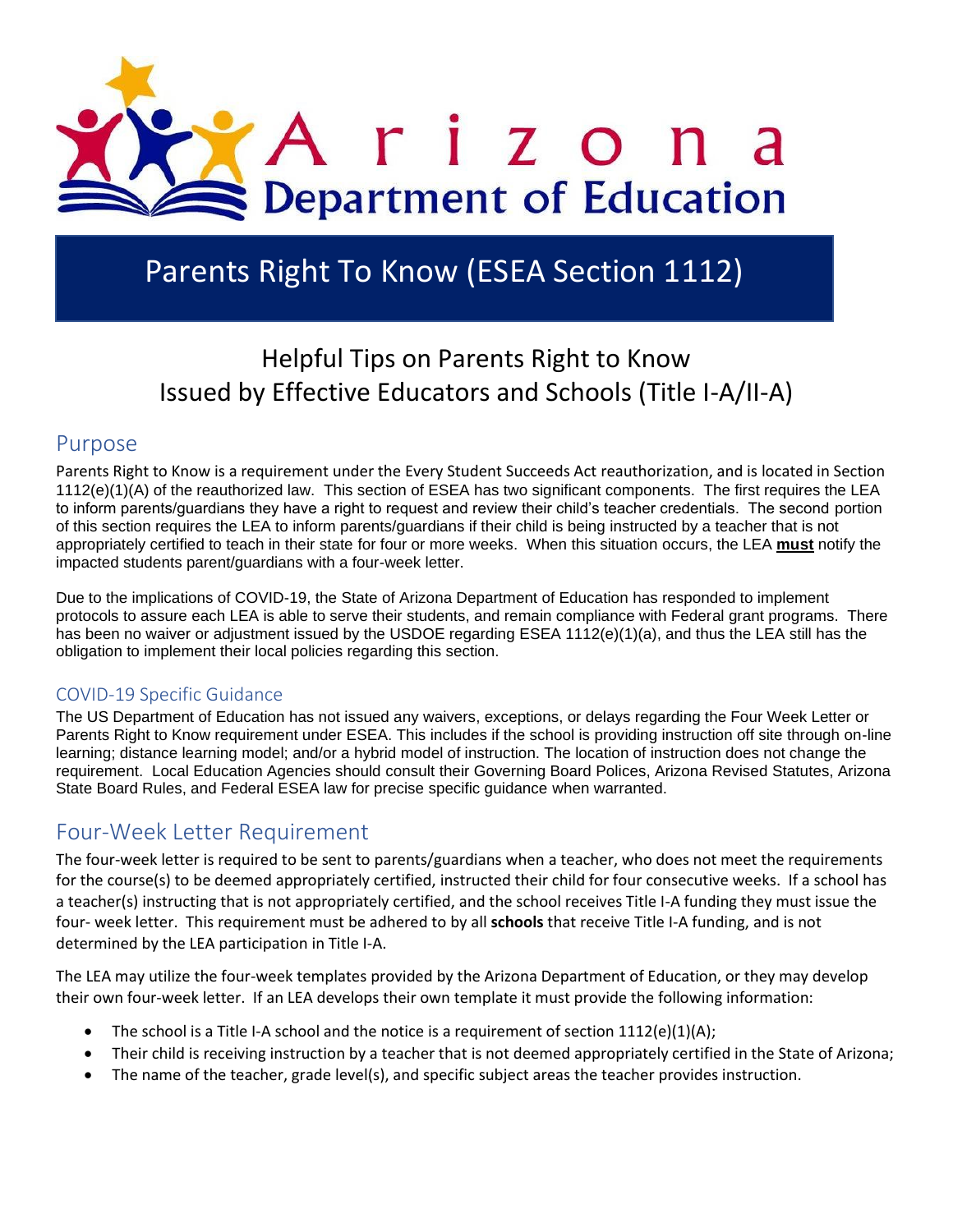# Arizona Department of Education

# Parents Right To Know (ESEA Section 1112)

## Helpful Tips on Parents Right to Know
## Issued by Effective Educators and Schools (Title I-A/II-A)

## Purpose

Parents Right to Know is a requirement under the Every Student Succeeds Act reauthorization, and is located in Section 1112(e)(1)(A) of the reauthorized law. This section of ESEA has two significant components. The first requires the LEA to inform parents/guardians they have a right to request and review their child's teacher credentials. The second portion of this section requires the LEA to inform parents/guardians if their child is being instructed by a teacher that is not appropriately certified to teach in their state for four or more weeks. When this situation occurs, the LEA **must** notify the impacted students parent/guardians with a four-week letter.

Due to the implications of COVID-19, the State of Arizona Department of Education has responded to implement protocols to assure each LEA is able to serve their students, and remain compliance with Federal grant programs. There has been no waiver or adjustment issued by the USDOE regarding ESEA 1112(e)(1)(a), and thus the LEA still has the obligation to implement their local policies regarding this section.

### COVID-19 Specific Guidance

The US Department of Education has not issued any waivers, exceptions, or delays regarding the Four Week Letter or Parents Right to Know requirement under ESEA. This includes if the school is providing instruction off site through on-line learning; distance learning model; and/or a hybrid model of instruction. The location of instruction does not change the requirement. Local Education Agencies should consult their Governing Board Polices, Arizona Revised Statutes, Arizona State Board Rules, and Federal ESEA law for precise specific guidance when warranted.

## Four-Week Letter Requirement

The four-week letter is required to be sent to parents/guardians when a teacher, who does not meet the requirements for the course(s) to be deemed appropriately certified, instructed their child for four consecutive weeks. If a school has a teacher(s) instructing that is not appropriately certified, and the school receives Title I-A funding they must issue the four- week letter. This requirement must be adhered to by all **schools** that receive Title I-A funding, and is not determined by the LEA participation in Title I-A.

The LEA may utilize the four-week templates provided by the Arizona Department of Education, or they may develop their own four-week letter. If an LEA develops their own template it must provide the following information:

- The school is a Title I-A school and the notice is a requirement of section 1112(e)(1)(A);
- Their child is receiving instruction by a teacher that is not deemed appropriately certified in the State of Arizona;
- The name of the teacher, grade level(s), and specific subject areas the teacher provides instruction.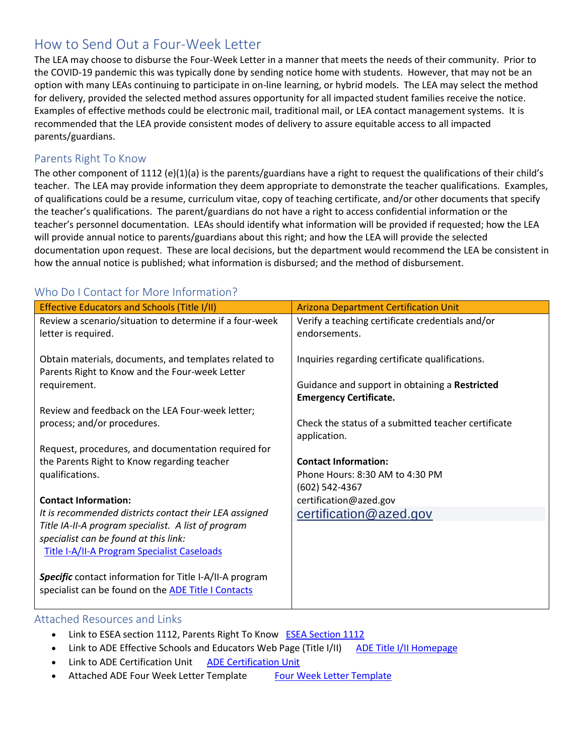## How to Send Out a Four-Week Letter

The LEA may choose to disburse the Four-Week Letter in a manner that meets the needs of their community. Prior to the COVID-19 pandemic this was typically done by sending notice home with students. However, that may not be an option with many LEAs continuing to participate in on-line learning, or hybrid models. The LEA may select the method for delivery, provided the selected method assures opportunity for all impacted student families receive the notice. Examples of effective methods could be electronic mail, traditional mail, or LEA contact management systems. It is recommended that the LEA provide consistent modes of delivery to assure equitable access to all impacted parents/guardians.

### Parents Right To Know

The other component of 1112 (e)(1)(a) is the parents/guardians have a right to request the qualifications of their child's teacher. The LEA may provide information they deem appropriate to demonstrate the teacher qualifications. Examples, of qualifications could be a resume, curriculum vitae, copy of teaching certificate, and/or other documents that specify the teacher's qualifications. The parent/guardians do not have a right to access confidential information or the teacher's personnel documentation. LEAs should identify what information will be provided if requested; how the LEA will provide annual notice to parents/guardians about this right; and how the LEA will provide the selected documentation upon request. These are local decisions, but the department would recommend the LEA be consistent in how the annual notice is published; what information is disbursed; and the method of disbursement.

## Who Do I Contact for More Information?

| Effective Educators and Schools (Title I/II) | Arizona Department Certification Unit |
|---|---|
| Review a scenario/situation to determine if a four-week letter is required.<br><br>Obtain materials, documents, and templates related to Parents Right to Know and the Four-week Letter requirement.<br><br>Review and feedback on the LEA Four-week letter; process; and/or procedures.<br><br>Request, procedures, and documentation required for the Parents Right to Know regarding teacher qualifications.<br><br>**Contact Information:**<br>*It is recommended districts contact their LEA assigned Title IA-II-A program specialist. A list of program specialist can be found at this link:*<br>Title I-A/II-A Program Specialist Caseloads<br><br>***Specific*** contact information for Title I-A/II-A program specialist can be found on the ADE Title I Contacts | Verify a teaching certificate credentials and/or endorsements.<br><br>Inquiries regarding certificate qualifications.<br><br>Guidance and support in obtaining a **Restricted Emergency Certificate.**<br><br>Check the status of a submitted teacher certificate application.<br><br>**Contact Information:**<br>Phone Hours: 8:30 AM to 4:30 PM<br>(602) 542-4367<br>certification@azed.gov<br>certification@azed.gov |

## Attached Resources and Links

- Link to ESEA section 1112, Parents Right To Know ESEA Section 1112
- Link to ADE Effective Schools and Educators Web Page (Title I/II) ADE Title I/II Homepage
- Link to ADE Certification Unit ADE Certification Unit
- Attached ADE Four Week Letter Template Four Week Letter Template